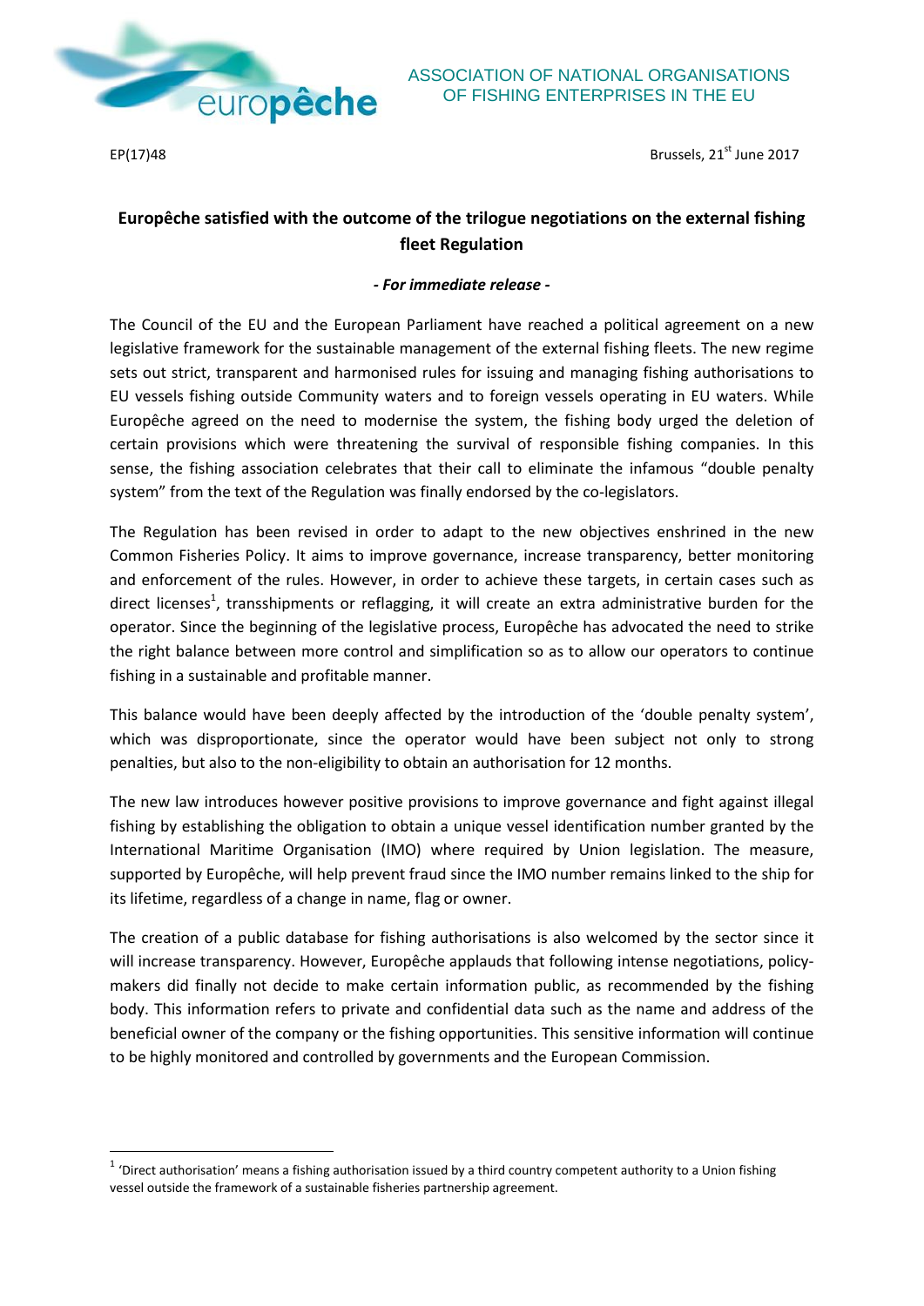ASSOCIATION OF NATIONAL ORGANISATIONS OF FISHING ENTERPRISES IN THE EU

EP(17)48

Brussels, 21st June 2017

# Europêche satisfied with the outcome of the trilogue negotiations on the external fishing fleet Regulation

***- For immediate release -***

The Council of the EU and the European Parliament have reached a political agreement on a new legislative framework for the sustainable management of the external fishing fleets. The new regime sets out strict, transparent and harmonised rules for issuing and managing fishing authorisations to EU vessels fishing outside Community waters and to foreign vessels operating in EU waters. While Europêche agreed on the need to modernise the system, the fishing body urged the deletion of certain provisions which were threatening the survival of responsible fishing companies. In this sense, the fishing association celebrates that their call to eliminate the infamous "double penalty system" from the text of the Regulation was finally endorsed by the co-legislators.

The Regulation has been revised in order to adapt to the new objectives enshrined in the new Common Fisheries Policy. It aims to improve governance, increase transparency, better monitoring and enforcement of the rules. However, in order to achieve these targets, in certain cases such as direct licenses[1], transshipments or reflagging, it will create an extra administrative burden for the operator. Since the beginning of the legislative process, Europêche has advocated the need to strike the right balance between more control and simplification so as to allow our operators to continue fishing in a sustainable and profitable manner.

This balance would have been deeply affected by the introduction of the 'double penalty system', which was disproportionate, since the operator would have been subject not only to strong penalties, but also to the non-eligibility to obtain an authorisation for 12 months.

The new law introduces however positive provisions to improve governance and fight against illegal fishing by establishing the obligation to obtain a unique vessel identification number granted by the International Maritime Organisation (IMO) where required by Union legislation. The measure, supported by Europêche, will help prevent fraud since the IMO number remains linked to the ship for its lifetime, regardless of a change in name, flag or owner.

The creation of a public database for fishing authorisations is also welcomed by the sector since it will increase transparency. However, Europêche applauds that following intense negotiations, policy-makers did finally not decide to make certain information public, as recommended by the fishing body. This information refers to private and confidential data such as the name and address of the beneficial owner of the company or the fishing opportunities. This sensitive information will continue to be highly monitored and controlled by governments and the European Commission.

---

[1] 'Direct authorisation' means a fishing authorisation issued by a third country competent authority to a Union fishing vessel outside the framework of a sustainable fisheries partnership agreement.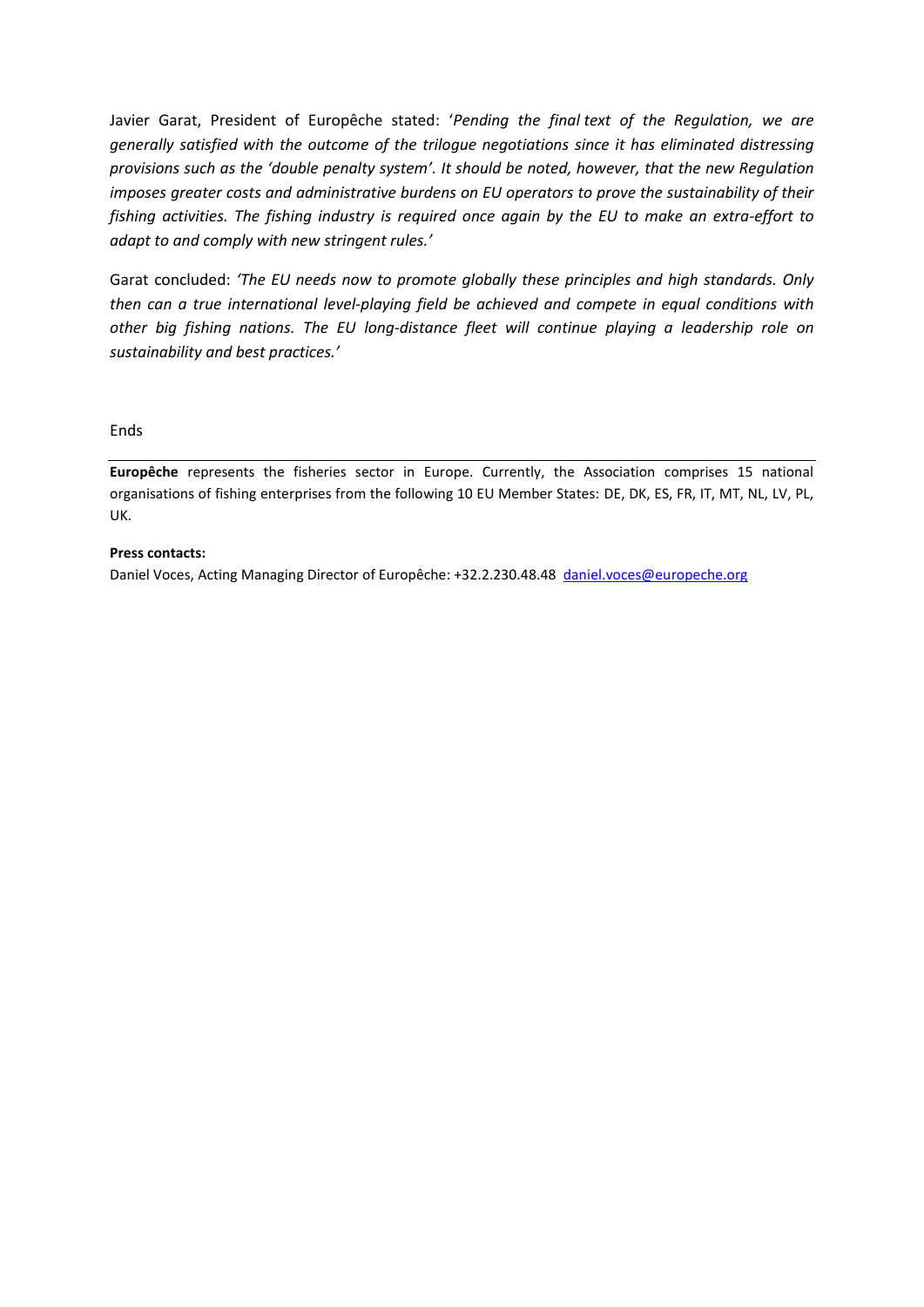Javier Garat, President of Europêche stated: '*Pending the final text of the Regulation, we are generally satisfied with the outcome of the trilogue negotiations since it has eliminated distressing provisions such as the 'double penalty system'. It should be noted, however, that the new Regulation imposes greater costs and administrative burdens on EU operators to prove the sustainability of their fishing activities. The fishing industry is required once again by the EU to make an extra-effort to adapt to and comply with new stringent rules.*'

Garat concluded: *'The EU needs now to promote globally these principles and high standards. Only then can a true international level-playing field be achieved and compete in equal conditions with other big fishing nations. The EU long-distance fleet will continue playing a leadership role on sustainability and best practices.'*

Ends

---

**Europêche** represents the fisheries sector in Europe. Currently, the Association comprises 15 national organisations of fishing enterprises from the following 10 EU Member States: DE, DK, ES, FR, IT, MT, NL, LV, PL, UK.

**Press contacts:**
Daniel Voces, Acting Managing Director of Europêche: +32.2.230.48.48 daniel.voces@europeche.org